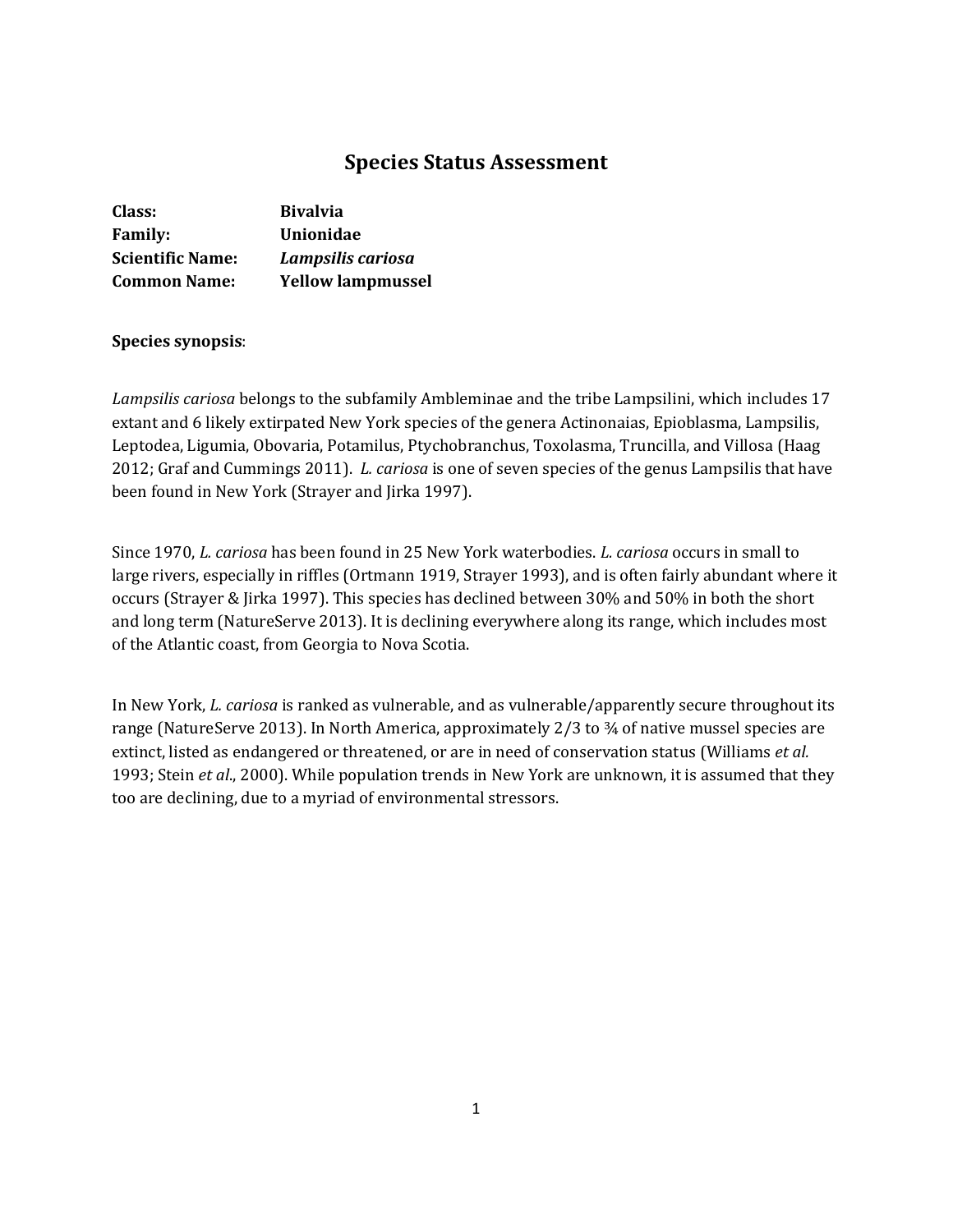# Species Status Assessment

**Class:** **Bivalvia**
**Family:** **Unionidae**
**Scientific Name:** ***Lampsilis cariosa***
**Common Name:** **Yellow lampmussel**

**Species synopsis**:

*Lampsilis cariosa* belongs to the subfamily Ambleminae and the tribe Lampsilini, which includes 17 extant and 6 likely extirpated New York species of the genera Actinonaias, Epioblasma, Lampsilis, Leptodea, Ligumia, Obovaria, Potamilus, Ptychobranchus, Toxolasma, Truncilla, and Villosa (Haag 2012; Graf and Cummings 2011). *L. cariosa* is one of seven species of the genus Lampsilis that have been found in New York (Strayer and Jirka 1997).

Since 1970, *L. cariosa* has been found in 25 New York waterbodies. *L. cariosa* occurs in small to large rivers, especially in riffles (Ortmann 1919, Strayer 1993), and is often fairly abundant where it occurs (Strayer & Jirka 1997). This species has declined between 30% and 50% in both the short and long term (NatureServe 2013). It is declining everywhere along its range, which includes most of the Atlantic coast, from Georgia to Nova Scotia.

In New York, *L. cariosa* is ranked as vulnerable, and as vulnerable/apparently secure throughout its range (NatureServe 2013). In North America, approximately 2/3 to ¾ of native mussel species are extinct, listed as endangered or threatened, or are in need of conservation status (Williams *et al.* 1993; Stein *et al*., 2000). While population trends in New York are unknown, it is assumed that they too are declining, due to a myriad of environmental stressors.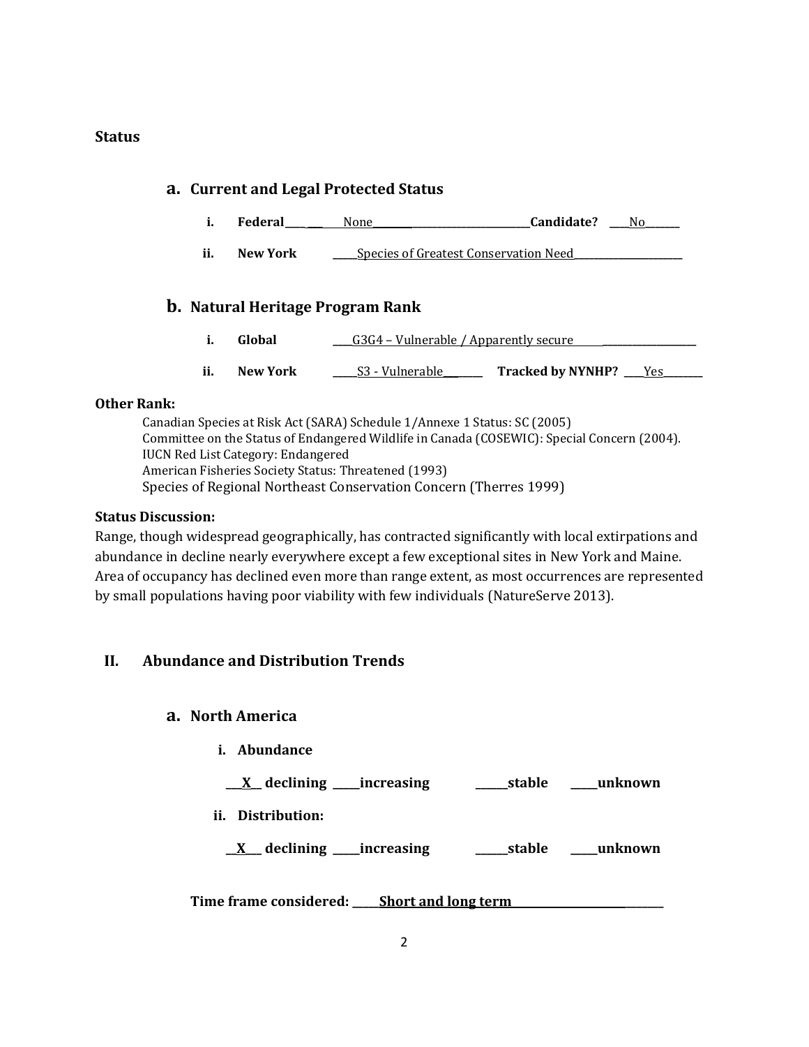## Status

### a. Current and Legal Protected Status

i. **Federal** ____ None ____ **Candidate?** ____ No ____

ii. **New York** ____ Species of Greatest Conservation Need ____

### b. Natural Heritage Program Rank

i. **Global** ____ G3G4 – Vulnerable / Apparently secure ____

ii. **New York** ____ S3 - Vulnerable ____ **Tracked by NYNHP?** ____ Yes ____

**Other Rank:**

Canadian Species at Risk Act (SARA) Schedule 1/Annexe 1 Status: SC (2005)
Committee on the Status of Endangered Wildlife in Canada (COSEWIC): Special Concern (2004).
IUCN Red List Category: Endangered
American Fisheries Society Status: Threatened (1993)
Species of Regional Northeast Conservation Concern (Therres 1999)

**Status Discussion:**

Range, though widespread geographically, has contracted significantly with local extirpations and abundance in decline nearly everywhere except a few exceptional sites in New York and Maine. Area of occupancy has declined even more than range extent, as most occurrences are represented by small populations having poor viability with few individuals (NatureServe 2013).

## II. Abundance and Distribution Trends

### a. North America

i. **Abundance**

__X__ **declining** ____ **increasing** ____ **stable** ____ **unknown**

ii. **Distribution:**

__X__ **declining** ____ **increasing** ____ **stable** ____ **unknown**

**Time frame considered:** ____ **Short and long term** ____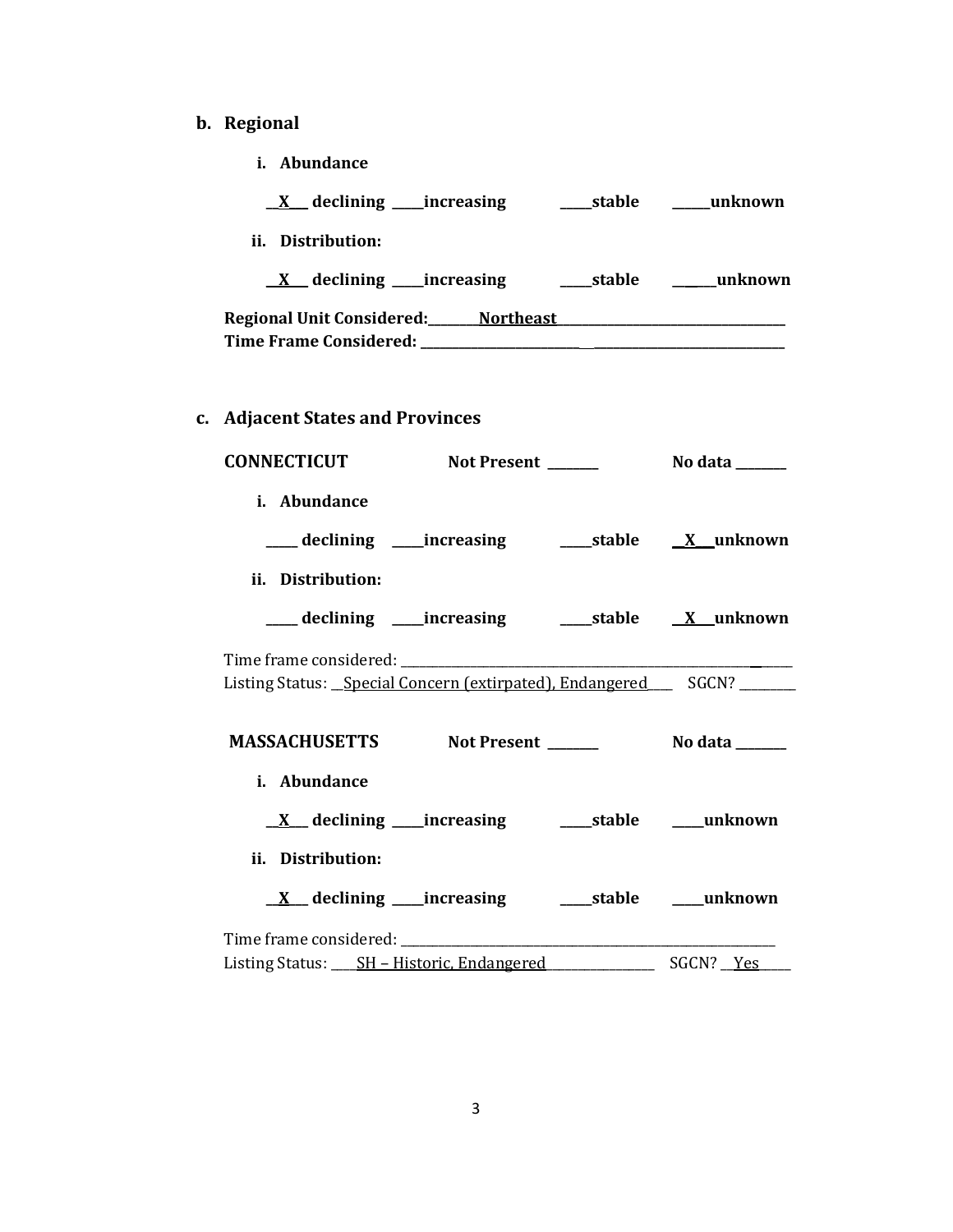**b. Regional**

**i. Abundance**

**__X__ declining ____increasing ____stable _____unknown**

**ii. Distribution:**

**__X__ declining ____increasing ____stable _____unknown**

**Regional Unit Considered:________Northeast__________________________________**
**Time Frame Considered: ____________________________________________________**

**c. Adjacent States and Provinces**

**CONNECTICUT Not Present _______ No data _______**

**i. Abundance**

**____ declining ____increasing ____stable __X__unknown**

**ii. Distribution:**

**____ declining ____increasing ____stable __X__unknown**

Time frame considered: ____________________________________________________________
Listing Status: __Special Concern (extirpated), Endangered___ SGCN? ________

**MASSACHUSETTS Not Present _______ No data _______**

**i. Abundance**

**__X__ declining ____increasing ____stable ____unknown**

**ii. Distribution:**

**__X__ declining ____increasing ____stable ____unknown**

Time frame considered: ____________________________________________________________
Listing Status: ____SH – Historic, Endangered________________ SGCN? __Yes_____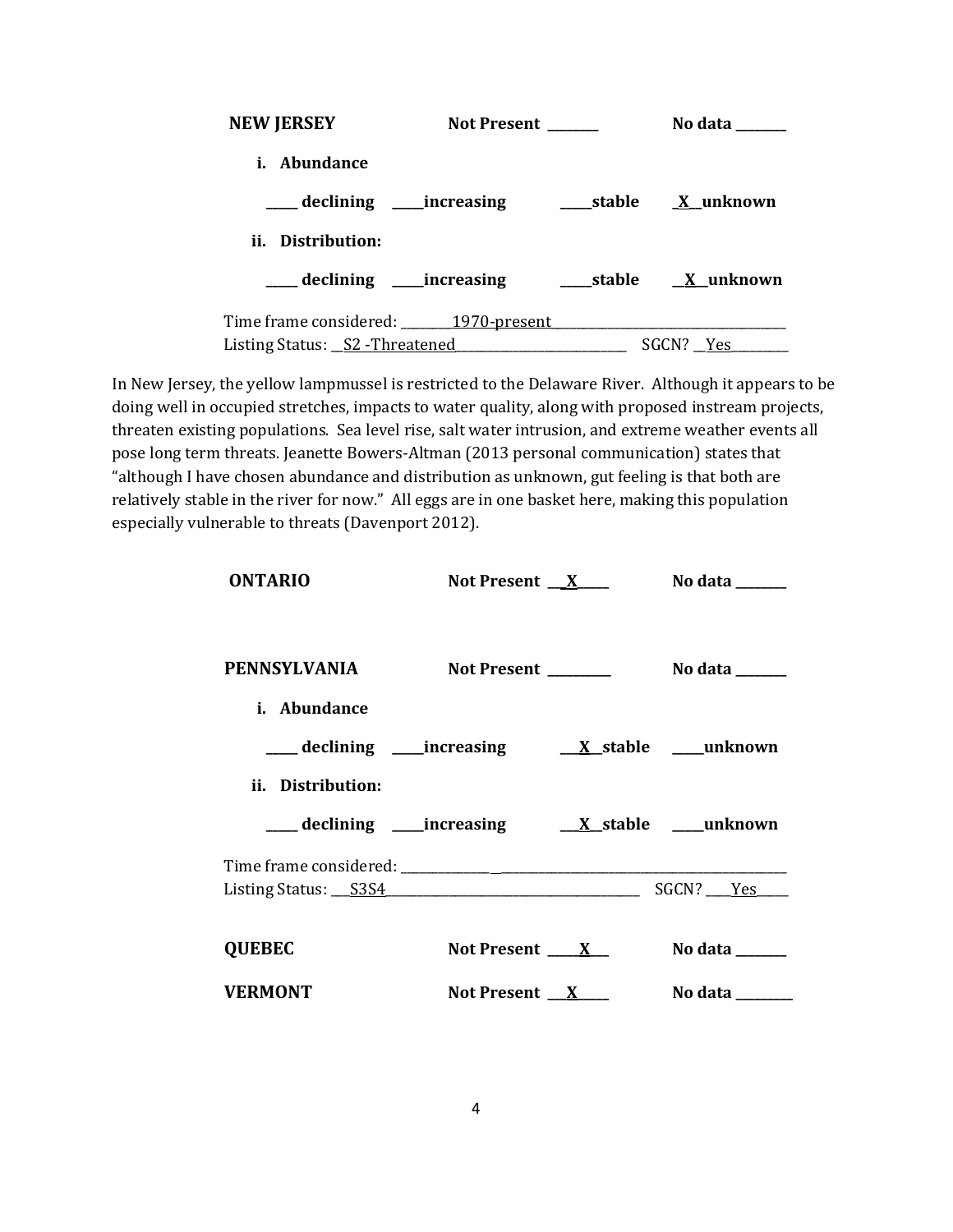**NEW JERSEY** Not Present ________ No data ________

**i. Abundance**

_____ declining _____increasing _____stable __X__unknown

**ii. Distribution:**

_____ declining _____increasing _____stable __X__unknown

Time frame considered: ________1970-present________________________________________
Listing Status: __S2 -Threatened_____________________________ SGCN? __Yes_________

In New Jersey, the yellow lampmussel is restricted to the Delaware River. Although it appears to be doing well in occupied stretches, impacts to water quality, along with proposed instream projects, threaten existing populations. Sea level rise, salt water intrusion, and extreme weather events all pose long term threats. Jeanette Bowers-Altman (2013 personal communication) states that "although I have chosen abundance and distribution as unknown, gut feeling is that both are relatively stable in the river for now." All eggs are in one basket here, making this population especially vulnerable to threats (Davenport 2012).

**ONTARIO** Not Present __X_____ No data ________

**PENNSYLVANIA** Not Present __________ No data ________

**i. Abundance**

_____ declining _____increasing ___X__stable _____unknown

**ii. Distribution:**

_____ declining _____increasing ___X__stable _____unknown

Time frame considered: ______________________________________________________________
Listing Status: ___S3S4_____________________________________________ SGCN? ____Yes_____

**QUEBEC** Not Present _____X___ No data ________

**VERMONT** Not Present ___X_____ No data _________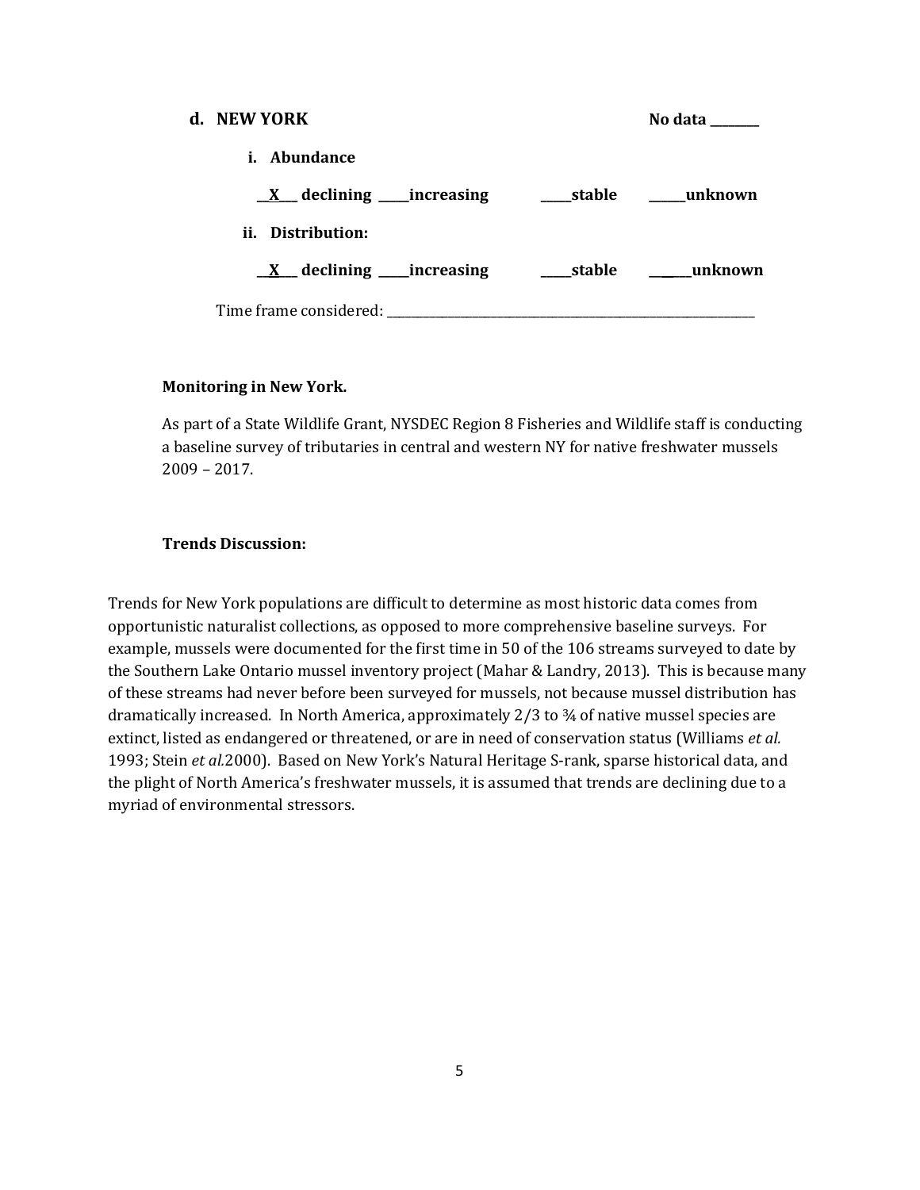**d. NEW YORK** No data ________

**i. Abundance**

__X__ declining _____increasing _____stable ______unknown

**ii. Distribution:**

__X__ declining _____increasing _____stable ______unknown

Time frame considered: ___________________________________________

**Monitoring in New York.**

As part of a State Wildlife Grant, NYSDEC Region 8 Fisheries and Wildlife staff is conducting a baseline survey of tributaries in central and western NY for native freshwater mussels 2009 – 2017.

**Trends Discussion:**

Trends for New York populations are difficult to determine as most historic data comes from opportunistic naturalist collections, as opposed to more comprehensive baseline surveys. For example, mussels were documented for the first time in 50 of the 106 streams surveyed to date by the Southern Lake Ontario mussel inventory project (Mahar & Landry, 2013). This is because many of these streams had never before been surveyed for mussels, not because mussel distribution has dramatically increased. In North America, approximately 2/3 to ¾ of native mussel species are extinct, listed as endangered or threatened, or are in need of conservation status (Williams *et al.* 1993; Stein *et al.*2000). Based on New York's Natural Heritage S-rank, sparse historical data, and the plight of North America's freshwater mussels, it is assumed that trends are declining due to a myriad of environmental stressors.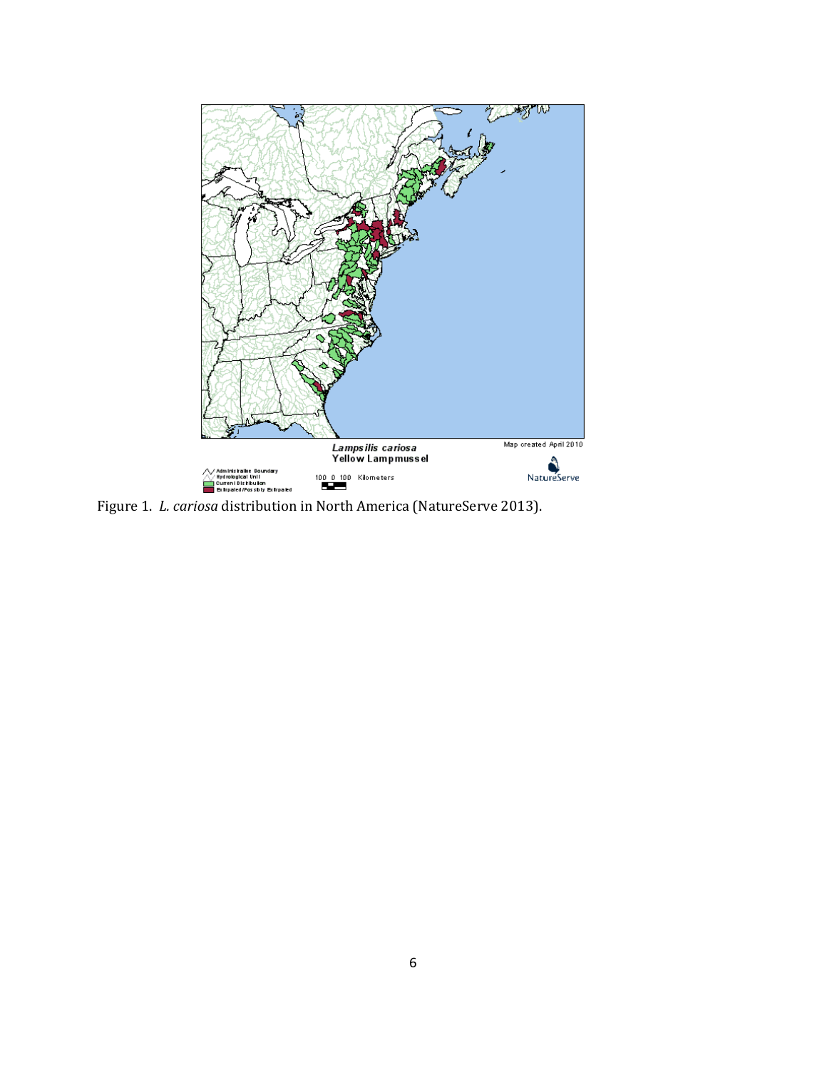Figure 1. *L. cariosa* distribution in North America (NatureServe 2013).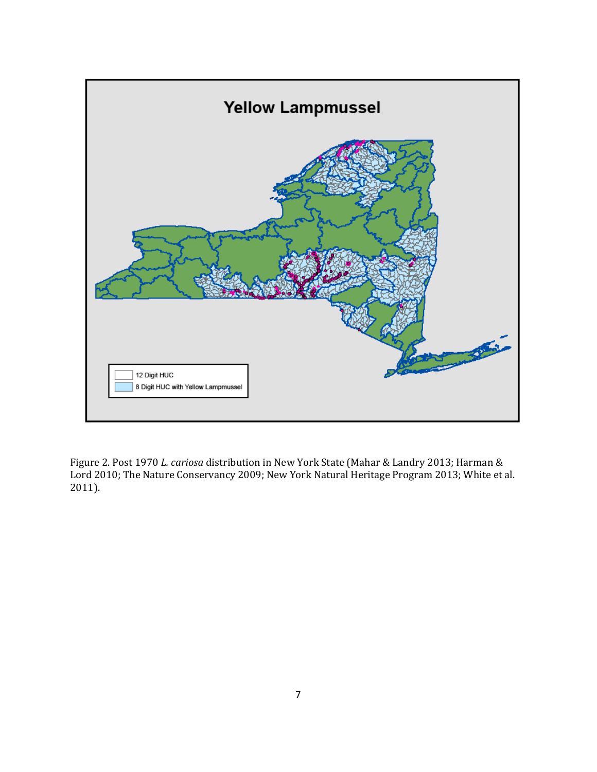Figure 2. Post 1970 *L. cariosa* distribution in New York State (Mahar & Landry 2013; Harman & Lord 2010; The Nature Conservancy 2009; New York Natural Heritage Program 2013; White et al. 2011).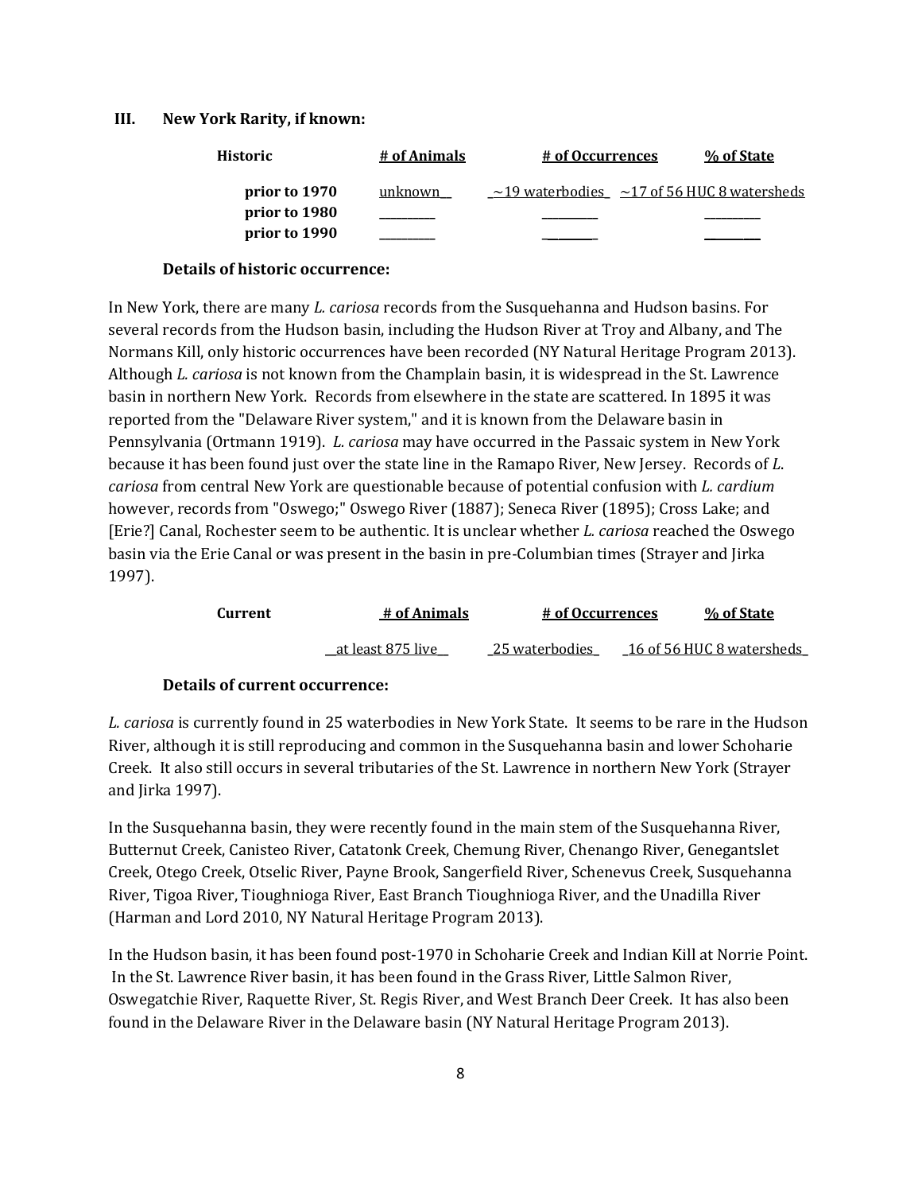### III. New York Rarity, if known:

| Historic | # of Animals | # of Occurrences | % of State |
|---|---|---|---|
| **prior to 1970** | unknown | ~19 waterbodies | ~17 of 56 HUC 8 watersheds |
| **prior to 1980** | | | |
| **prior to 1990** | | | |

**Details of historic occurrence:**

In New York, there are many *L. cariosa* records from the Susquehanna and Hudson basins. For several records from the Hudson basin, including the Hudson River at Troy and Albany, and The Normans Kill, only historic occurrences have been recorded (NY Natural Heritage Program 2013). Although *L. cariosa* is not known from the Champlain basin, it is widespread in the St. Lawrence basin in northern New York. Records from elsewhere in the state are scattered. In 1895 it was reported from the "Delaware River system," and it is known from the Delaware basin in Pennsylvania (Ortmann 1919). *L. cariosa* may have occurred in the Passaic system in New York because it has been found just over the state line in the Ramapo River, New Jersey. Records of *L. cariosa* from central New York are questionable because of potential confusion with *L. cardium* however, records from "Oswego;" Oswego River (1887); Seneca River (1895); Cross Lake; and [Erie?] Canal, Rochester seem to be authentic. It is unclear whether *L. cariosa* reached the Oswego basin via the Erie Canal or was present in the basin in pre-Columbian times (Strayer and Jirka 1997).

| Current | # of Animals | # of Occurrences | % of State |
|---|---|---|---|
| | at least 875 live | 25 waterbodies | 16 of 56 HUC 8 watersheds |

**Details of current occurrence:**

*L. cariosa* is currently found in 25 waterbodies in New York State. It seems to be rare in the Hudson River, although it is still reproducing and common in the Susquehanna basin and lower Schoharie Creek. It also still occurs in several tributaries of the St. Lawrence in northern New York (Strayer and Jirka 1997).

In the Susquehanna basin, they were recently found in the main stem of the Susquehanna River, Butternut Creek, Canisteo River, Catatonk Creek, Chemung River, Chenango River, Genegantslet Creek, Otego Creek, Otselic River, Payne Brook, Sangerfield River, Schenevus Creek, Susquehanna River, Tigoa River, Tioughnioga River, East Branch Tioughnioga River, and the Unadilla River (Harman and Lord 2010, NY Natural Heritage Program 2013).

In the Hudson basin, it has been found post-1970 in Schoharie Creek and Indian Kill at Norrie Point. In the St. Lawrence River basin, it has been found in the Grass River, Little Salmon River, Oswegatchie River, Raquette River, St. Regis River, and West Branch Deer Creek. It has also been found in the Delaware River in the Delaware basin (NY Natural Heritage Program 2013).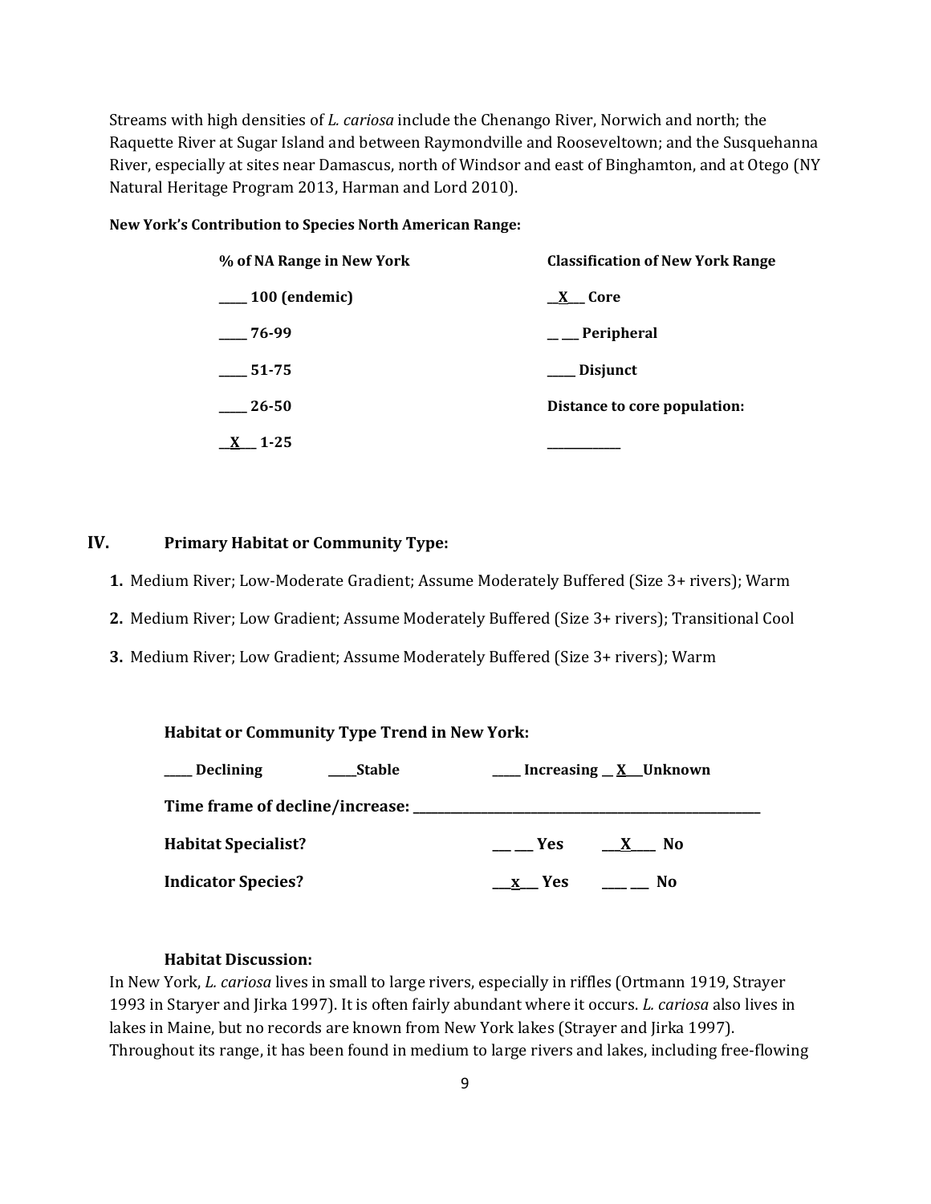Streams with high densities of *L. cariosa* include the Chenango River, Norwich and north; the Raquette River at Sugar Island and between Raymondville and Rooseveltown; and the Susquehanna River, especially at sites near Damascus, north of Windsor and east of Binghamton, and at Otego (NY Natural Heritage Program 2013, Harman and Lord 2010).

**New York's Contribution to Species North American Range:**

| % of NA Range in New York | Classification of New York Range |
|---|---|
| ____ 100 (endemic) | __X__ Core |
| ____ 76-99 | _ __ Peripheral |
| ____ 51-75 | ____ Disjunct |
| ____ 26-50 | Distance to core population: |
| __X__ 1-25 | ___________ |

## IV. Primary Habitat or Community Type:

1. Medium River; Low-Moderate Gradient; Assume Moderately Buffered (Size 3+ rivers); Warm
2. Medium River; Low Gradient; Assume Moderately Buffered (Size 3+ rivers); Transitional Cool
3. Medium River; Low Gradient; Assume Moderately Buffered (Size 3+ rivers); Warm

**Habitat or Community Type Trend in New York:**

____ Declining ____Stable ____ Increasing __X__Unknown

**Time frame of decline/increase:** ___________________________

**Habitat Specialist?** ___ ___ Yes __X__ No

**Indicator Species?** __x__ Yes ____ ___ No

**Habitat Discussion:**

In New York, *L. cariosa* lives in small to large rivers, especially in riffles (Ortmann 1919, Strayer 1993 in Staryer and Jirka 1997). It is often fairly abundant where it occurs. *L. cariosa* also lives in lakes in Maine, but no records are known from New York lakes (Strayer and Jirka 1997). Throughout its range, it has been found in medium to large rivers and lakes, including free-flowing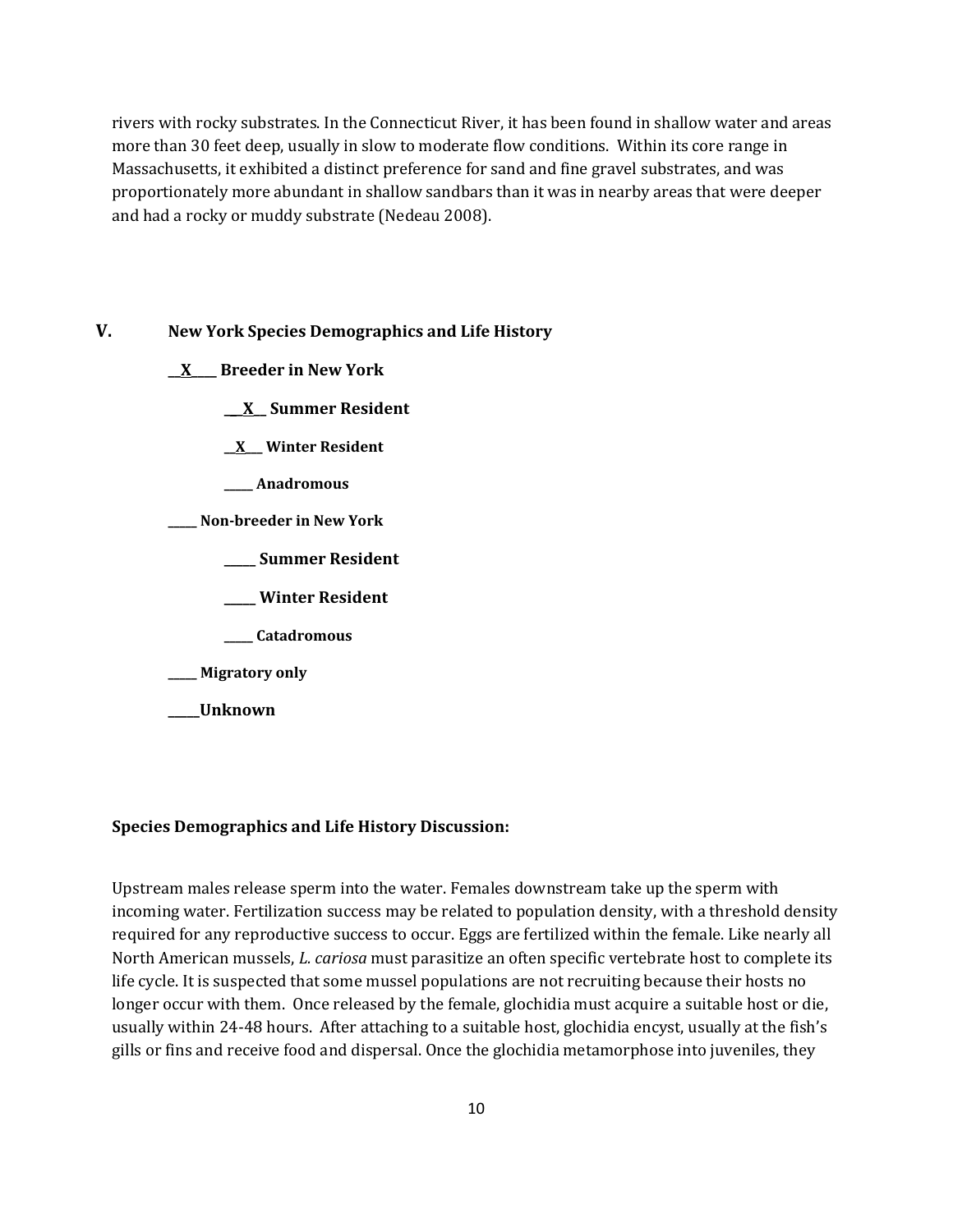rivers with rocky substrates. In the Connecticut River, it has been found in shallow water and areas more than 30 feet deep, usually in slow to moderate flow conditions. Within its core range in Massachusetts, it exhibited a distinct preference for sand and fine gravel substrates, and was proportionately more abundant in shallow sandbars than it was in nearby areas that were deeper and had a rocky or muddy substrate (Nedeau 2008).

## V. New York Species Demographics and Life History

**__X____ Breeder in New York**

**___X__ Summer Resident**

**__X___ Winter Resident**

**_____ Anadromous**

**_____ Non-breeder in New York**

**_____ Summer Resident**

**_____ Winter Resident**

**_____ Catadromous**

**_____ Migratory only**

**_____Unknown**

**Species Demographics and Life History Discussion:**

Upstream males release sperm into the water. Females downstream take up the sperm with incoming water. Fertilization success may be related to population density, with a threshold density required for any reproductive success to occur. Eggs are fertilized within the female. Like nearly all North American mussels, *L. cariosa* must parasitize an often specific vertebrate host to complete its life cycle. It is suspected that some mussel populations are not recruiting because their hosts no longer occur with them. Once released by the female, glochidia must acquire a suitable host or die, usually within 24-48 hours. After attaching to a suitable host, glochidia encyst, usually at the fish's gills or fins and receive food and dispersal. Once the glochidia metamorphose into juveniles, they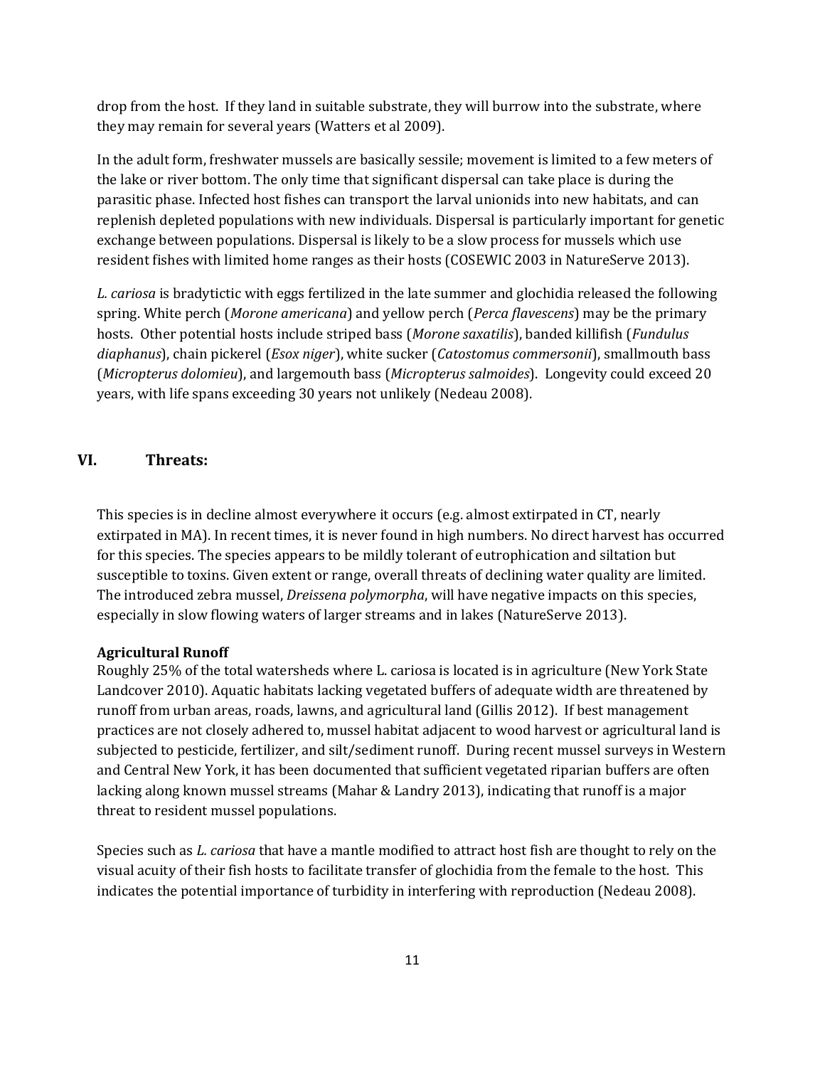drop from the host. If they land in suitable substrate, they will burrow into the substrate, where they may remain for several years (Watters et al 2009).

In the adult form, freshwater mussels are basically sessile; movement is limited to a few meters of the lake or river bottom. The only time that significant dispersal can take place is during the parasitic phase. Infected host fishes can transport the larval unionids into new habitats, and can replenish depleted populations with new individuals. Dispersal is particularly important for genetic exchange between populations. Dispersal is likely to be a slow process for mussels which use resident fishes with limited home ranges as their hosts (COSEWIC 2003 in NatureServe 2013).

*L. cariosa* is bradytictic with eggs fertilized in the late summer and glochidia released the following spring. White perch (*Morone americana*) and yellow perch (*Perca flavescens*) may be the primary hosts. Other potential hosts include striped bass (*Morone saxatilis*), banded killifish (*Fundulus diaphanus*), chain pickerel (*Esox niger*), white sucker (*Catostomus commersonii*), smallmouth bass (*Micropterus dolomieu*), and largemouth bass (*Micropterus salmoides*). Longevity could exceed 20 years, with life spans exceeding 30 years not unlikely (Nedeau 2008).

## VI. Threats:

This species is in decline almost everywhere it occurs (e.g. almost extirpated in CT, nearly extirpated in MA). In recent times, it is never found in high numbers. No direct harvest has occurred for this species. The species appears to be mildly tolerant of eutrophication and siltation but susceptible to toxins. Given extent or range, overall threats of declining water quality are limited. The introduced zebra mussel, *Dreissena polymorpha*, will have negative impacts on this species, especially in slow flowing waters of larger streams and in lakes (NatureServe 2013).

**Agricultural Runoff**
Roughly 25% of the total watersheds where L. cariosa is located is in agriculture (New York State Landcover 2010). Aquatic habitats lacking vegetated buffers of adequate width are threatened by runoff from urban areas, roads, lawns, and agricultural land (Gillis 2012). If best management practices are not closely adhered to, mussel habitat adjacent to wood harvest or agricultural land is subjected to pesticide, fertilizer, and silt/sediment runoff. During recent mussel surveys in Western and Central New York, it has been documented that sufficient vegetated riparian buffers are often lacking along known mussel streams (Mahar & Landry 2013), indicating that runoff is a major threat to resident mussel populations.

Species such as *L. cariosa* that have a mantle modified to attract host fish are thought to rely on the visual acuity of their fish hosts to facilitate transfer of glochidia from the female to the host. This indicates the potential importance of turbidity in interfering with reproduction (Nedeau 2008).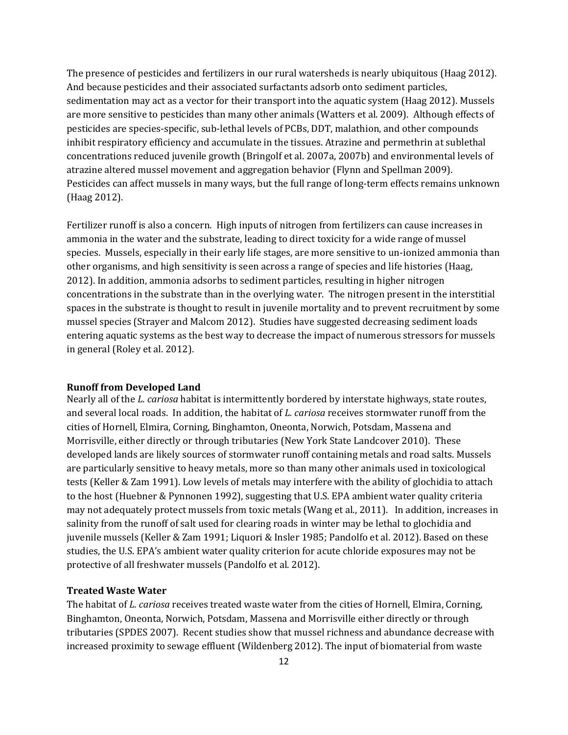The presence of pesticides and fertilizers in our rural watersheds is nearly ubiquitous (Haag 2012). And because pesticides and their associated surfactants adsorb onto sediment particles, sedimentation may act as a vector for their transport into the aquatic system (Haag 2012). Mussels are more sensitive to pesticides than many other animals (Watters et al. 2009). Although effects of pesticides are species-specific, sub-lethal levels of PCBs, DDT, malathion, and other compounds inhibit respiratory efficiency and accumulate in the tissues. Atrazine and permethrin at sublethal concentrations reduced juvenile growth (Bringolf et al. 2007a, 2007b) and environmental levels of atrazine altered mussel movement and aggregation behavior (Flynn and Spellman 2009). Pesticides can affect mussels in many ways, but the full range of long-term effects remains unknown (Haag 2012).

Fertilizer runoff is also a concern. High inputs of nitrogen from fertilizers can cause increases in ammonia in the water and the substrate, leading to direct toxicity for a wide range of mussel species. Mussels, especially in their early life stages, are more sensitive to un-ionized ammonia than other organisms, and high sensitivity is seen across a range of species and life histories (Haag, 2012). In addition, ammonia adsorbs to sediment particles, resulting in higher nitrogen concentrations in the substrate than in the overlying water. The nitrogen present in the interstitial spaces in the substrate is thought to result in juvenile mortality and to prevent recruitment by some mussel species (Strayer and Malcom 2012). Studies have suggested decreasing sediment loads entering aquatic systems as the best way to decrease the impact of numerous stressors for mussels in general (Roley et al. 2012).

**Runoff from Developed Land**

Nearly all of the *L. cariosa* habitat is intermittently bordered by interstate highways, state routes, and several local roads. In addition, the habitat of *L. cariosa* receives stormwater runoff from the cities of Hornell, Elmira, Corning, Binghamton, Oneonta, Norwich, Potsdam, Massena and Morrisville, either directly or through tributaries (New York State Landcover 2010). These developed lands are likely sources of stormwater runoff containing metals and road salts. Mussels are particularly sensitive to heavy metals, more so than many other animals used in toxicological tests (Keller & Zam 1991). Low levels of metals may interfere with the ability of glochidia to attach to the host (Huebner & Pynnonen 1992), suggesting that U.S. EPA ambient water quality criteria may not adequately protect mussels from toxic metals (Wang et al., 2011). In addition, increases in salinity from the runoff of salt used for clearing roads in winter may be lethal to glochidia and juvenile mussels (Keller & Zam 1991; Liquori & Insler 1985; Pandolfo et al. 2012). Based on these studies, the U.S. EPA's ambient water quality criterion for acute chloride exposures may not be protective of all freshwater mussels (Pandolfo et al. 2012).

**Treated Waste Water**

The habitat of *L. cariosa* receives treated waste water from the cities of Hornell, Elmira, Corning, Binghamton, Oneonta, Norwich, Potsdam, Massena and Morrisville either directly or through tributaries (SPDES 2007). Recent studies show that mussel richness and abundance decrease with increased proximity to sewage effluent (Wildenberg 2012). The input of biomaterial from waste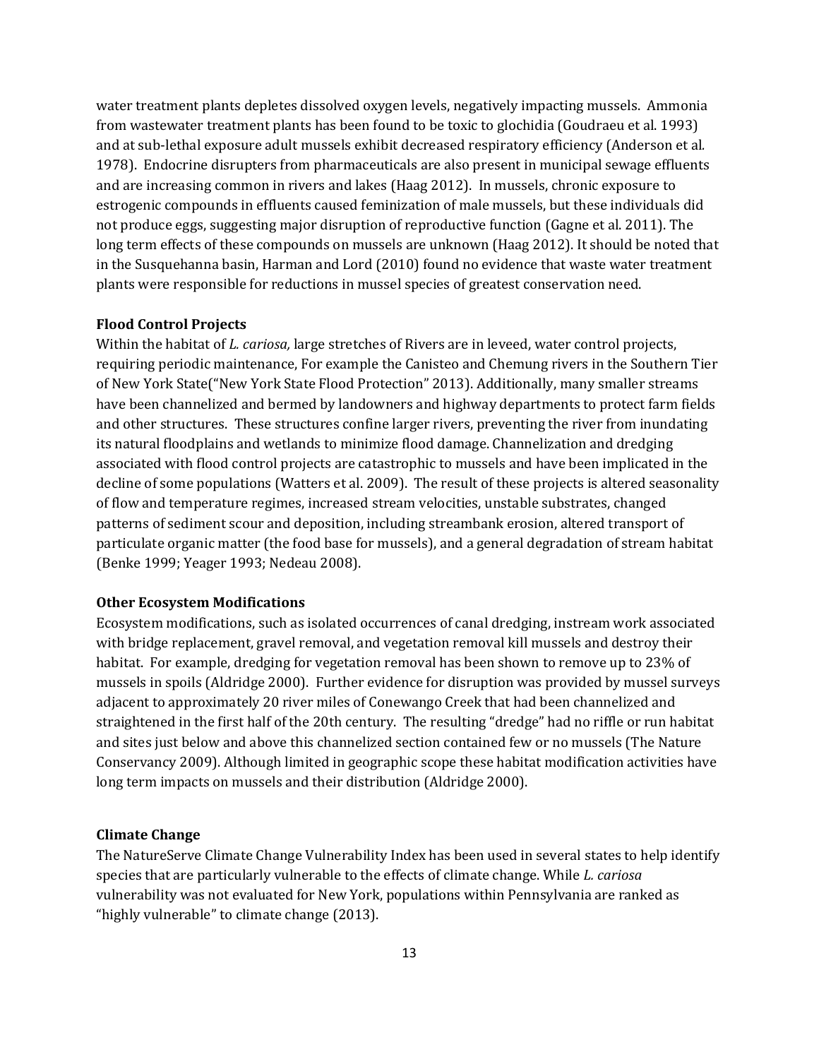water treatment plants depletes dissolved oxygen levels, negatively impacting mussels. Ammonia from wastewater treatment plants has been found to be toxic to glochidia (Goudraeu et al. 1993) and at sub-lethal exposure adult mussels exhibit decreased respiratory efficiency (Anderson et al. 1978). Endocrine disrupters from pharmaceuticals are also present in municipal sewage effluents and are increasing common in rivers and lakes (Haag 2012). In mussels, chronic exposure to estrogenic compounds in effluents caused feminization of male mussels, but these individuals did not produce eggs, suggesting major disruption of reproductive function (Gagne et al. 2011). The long term effects of these compounds on mussels are unknown (Haag 2012). It should be noted that in the Susquehanna basin, Harman and Lord (2010) found no evidence that waste water treatment plants were responsible for reductions in mussel species of greatest conservation need.

**Flood Control Projects**

Within the habitat of *L. cariosa,* large stretches of Rivers are in leveed, water control projects, requiring periodic maintenance, For example the Canisteo and Chemung rivers in the Southern Tier of New York State("New York State Flood Protection" 2013). Additionally, many smaller streams have been channelized and bermed by landowners and highway departments to protect farm fields and other structures. These structures confine larger rivers, preventing the river from inundating its natural floodplains and wetlands to minimize flood damage. Channelization and dredging associated with flood control projects are catastrophic to mussels and have been implicated in the decline of some populations (Watters et al. 2009). The result of these projects is altered seasonality of flow and temperature regimes, increased stream velocities, unstable substrates, changed patterns of sediment scour and deposition, including streambank erosion, altered transport of particulate organic matter (the food base for mussels), and a general degradation of stream habitat (Benke 1999; Yeager 1993; Nedeau 2008).

**Other Ecosystem Modifications**

Ecosystem modifications, such as isolated occurrences of canal dredging, instream work associated with bridge replacement, gravel removal, and vegetation removal kill mussels and destroy their habitat. For example, dredging for vegetation removal has been shown to remove up to 23% of mussels in spoils (Aldridge 2000). Further evidence for disruption was provided by mussel surveys adjacent to approximately 20 river miles of Conewango Creek that had been channelized and straightened in the first half of the 20th century. The resulting "dredge" had no riffle or run habitat and sites just below and above this channelized section contained few or no mussels (The Nature Conservancy 2009). Although limited in geographic scope these habitat modification activities have long term impacts on mussels and their distribution (Aldridge 2000).

**Climate Change**

The NatureServe Climate Change Vulnerability Index has been used in several states to help identify species that are particularly vulnerable to the effects of climate change. While *L. cariosa* vulnerability was not evaluated for New York, populations within Pennsylvania are ranked as "highly vulnerable" to climate change (2013).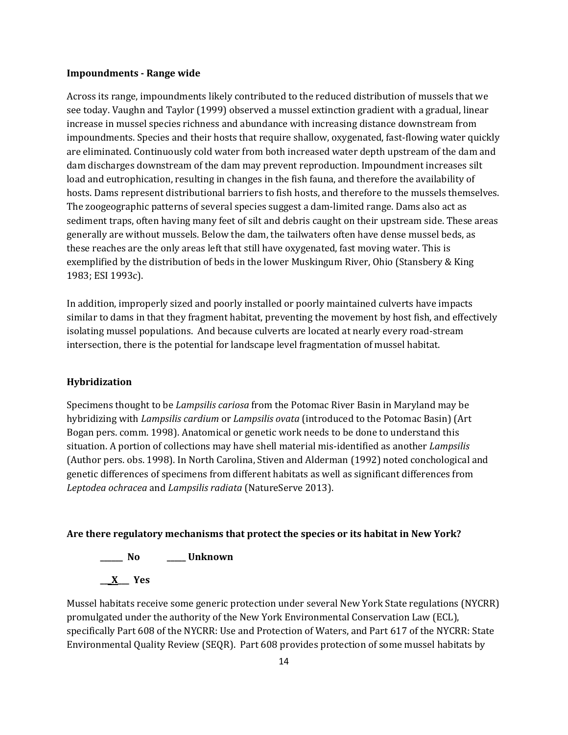**Impoundments - Range wide**

Across its range, impoundments likely contributed to the reduced distribution of mussels that we see today. Vaughn and Taylor (1999) observed a mussel extinction gradient with a gradual, linear increase in mussel species richness and abundance with increasing distance downstream from impoundments. Species and their hosts that require shallow, oxygenated, fast-flowing water quickly are eliminated. Continuously cold water from both increased water depth upstream of the dam and dam discharges downstream of the dam may prevent reproduction. Impoundment increases silt load and eutrophication, resulting in changes in the fish fauna, and therefore the availability of hosts. Dams represent distributional barriers to fish hosts, and therefore to the mussels themselves. The zoogeographic patterns of several species suggest a dam-limited range. Dams also act as sediment traps, often having many feet of silt and debris caught on their upstream side. These areas generally are without mussels. Below the dam, the tailwaters often have dense mussel beds, as these reaches are the only areas left that still have oxygenated, fast moving water. This is exemplified by the distribution of beds in the lower Muskingum River, Ohio (Stansbery & King 1983; ESI 1993c).

In addition, improperly sized and poorly installed or poorly maintained culverts have impacts similar to dams in that they fragment habitat, preventing the movement by host fish, and effectively isolating mussel populations. And because culverts are located at nearly every road-stream intersection, there is the potential for landscape level fragmentation of mussel habitat.

**Hybridization**

Specimens thought to be *Lampsilis cariosa* from the Potomac River Basin in Maryland may be hybridizing with *Lampsilis cardium* or *Lampsilis ovata* (introduced to the Potomac Basin) (Art Bogan pers. comm. 1998). Anatomical or genetic work needs to be done to understand this situation. A portion of collections may have shell material mis-identified as another *Lampsilis* (Author pers. obs. 1998). In North Carolina, Stiven and Alderman (1992) noted conchological and genetic differences of specimens from different habitats as well as significant differences from *Leptodea ochracea* and *Lampsilis radiata* (NatureServe 2013).

**Are there regulatory mechanisms that protect the species or its habitat in New York?**

**______ No        _____ Unknown**

**__X___ Yes**

Mussel habitats receive some generic protection under several New York State regulations (NYCRR) promulgated under the authority of the New York Environmental Conservation Law (ECL), specifically Part 608 of the NYCRR: Use and Protection of Waters, and Part 617 of the NYCRR: State Environmental Quality Review (SEQR). Part 608 provides protection of some mussel habitats by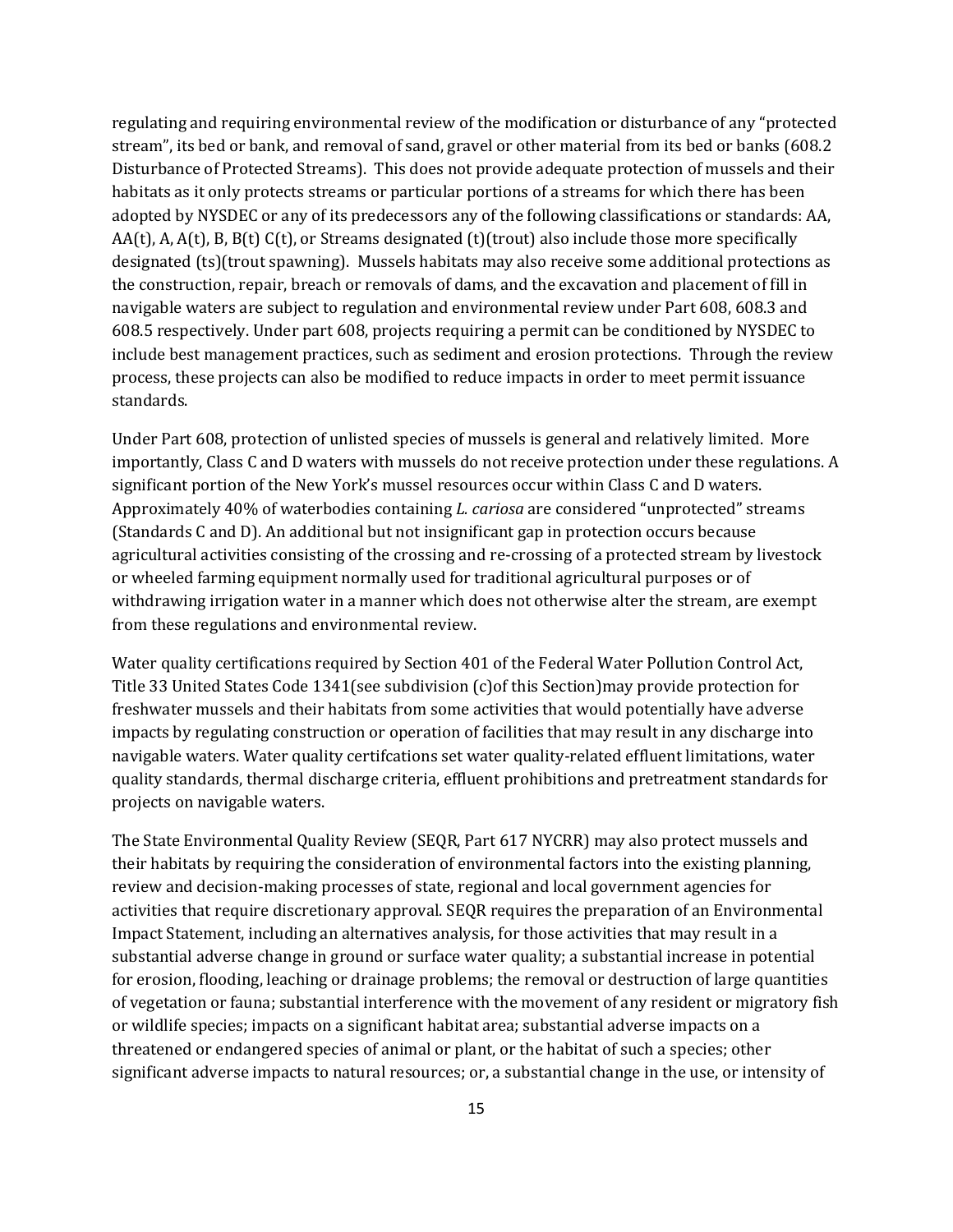regulating and requiring environmental review of the modification or disturbance of any "protected stream", its bed or bank, and removal of sand, gravel or other material from its bed or banks (608.2 Disturbance of Protected Streams). This does not provide adequate protection of mussels and their habitats as it only protects streams or particular portions of a streams for which there has been adopted by NYSDEC or any of its predecessors any of the following classifications or standards: AA, AA(t), A, A(t), B, B(t) C(t), or Streams designated (t)(trout) also include those more specifically designated (ts)(trout spawning). Mussels habitats may also receive some additional protections as the construction, repair, breach or removals of dams, and the excavation and placement of fill in navigable waters are subject to regulation and environmental review under Part 608, 608.3 and 608.5 respectively. Under part 608, projects requiring a permit can be conditioned by NYSDEC to include best management practices, such as sediment and erosion protections. Through the review process, these projects can also be modified to reduce impacts in order to meet permit issuance standards.

Under Part 608, protection of unlisted species of mussels is general and relatively limited. More importantly, Class C and D waters with mussels do not receive protection under these regulations. A significant portion of the New York's mussel resources occur within Class C and D waters. Approximately 40% of waterbodies containing *L. cariosa* are considered "unprotected" streams (Standards C and D). An additional but not insignificant gap in protection occurs because agricultural activities consisting of the crossing and re-crossing of a protected stream by livestock or wheeled farming equipment normally used for traditional agricultural purposes or of withdrawing irrigation water in a manner which does not otherwise alter the stream, are exempt from these regulations and environmental review.

Water quality certifications required by Section 401 of the Federal Water Pollution Control Act, Title 33 United States Code 1341(see subdivision (c)of this Section)may provide protection for freshwater mussels and their habitats from some activities that would potentially have adverse impacts by regulating construction or operation of facilities that may result in any discharge into navigable waters. Water quality certifcations set water quality-related effluent limitations, water quality standards, thermal discharge criteria, effluent prohibitions and pretreatment standards for projects on navigable waters.

The State Environmental Quality Review (SEQR, Part 617 NYCRR) may also protect mussels and their habitats by requiring the consideration of environmental factors into the existing planning, review and decision-making processes of state, regional and local government agencies for activities that require discretionary approval. SEQR requires the preparation of an Environmental Impact Statement, including an alternatives analysis, for those activities that may result in a substantial adverse change in ground or surface water quality; a substantial increase in potential for erosion, flooding, leaching or drainage problems; the removal or destruction of large quantities of vegetation or fauna; substantial interference with the movement of any resident or migratory fish or wildlife species; impacts on a significant habitat area; substantial adverse impacts on a threatened or endangered species of animal or plant, or the habitat of such a species; other significant adverse impacts to natural resources; or, a substantial change in the use, or intensity of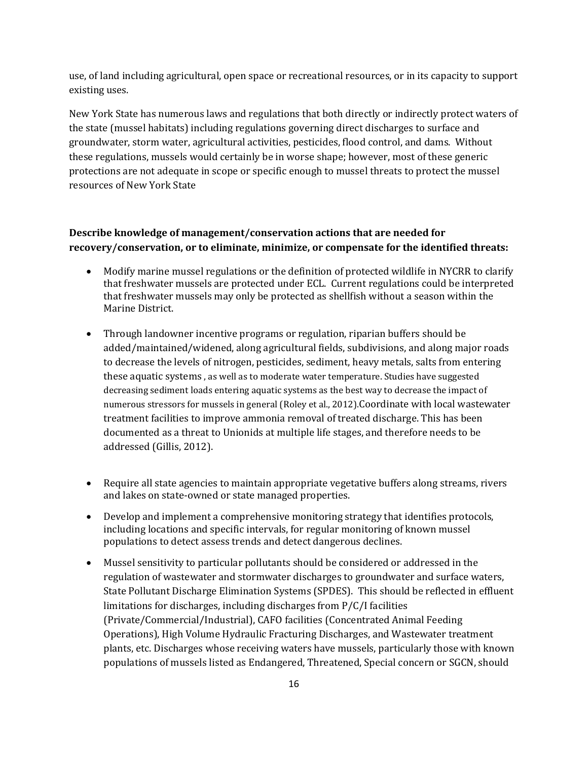use, of land including agricultural, open space or recreational resources, or in its capacity to support existing uses.

New York State has numerous laws and regulations that both directly or indirectly protect waters of the state (mussel habitats) including regulations governing direct discharges to surface and groundwater, storm water, agricultural activities, pesticides, flood control, and dams. Without these regulations, mussels would certainly be in worse shape; however, most of these generic protections are not adequate in scope or specific enough to mussel threats to protect the mussel resources of New York State

**Describe knowledge of management/conservation actions that are needed for recovery/conservation, or to eliminate, minimize, or compensate for the identified threats:**

- Modify marine mussel regulations or the definition of protected wildlife in NYCRR to clarify that freshwater mussels are protected under ECL. Current regulations could be interpreted that freshwater mussels may only be protected as shellfish without a season within the Marine District.

- Through landowner incentive programs or regulation, riparian buffers should be added/maintained/widened, along agricultural fields, subdivisions, and along major roads to decrease the levels of nitrogen, pesticides, sediment, heavy metals, salts from entering these aquatic systems , as well as to moderate water temperature. Studies have suggested decreasing sediment loads entering aquatic systems as the best way to decrease the impact of numerous stressors for mussels in general (Roley et al., 2012).Coordinate with local wastewater treatment facilities to improve ammonia removal of treated discharge. This has been documented as a threat to Unionids at multiple life stages, and therefore needs to be addressed (Gillis, 2012).

- Require all state agencies to maintain appropriate vegetative buffers along streams, rivers and lakes on state-owned or state managed properties.

- Develop and implement a comprehensive monitoring strategy that identifies protocols, including locations and specific intervals, for regular monitoring of known mussel populations to detect assess trends and detect dangerous declines.

- Mussel sensitivity to particular pollutants should be considered or addressed in the regulation of wastewater and stormwater discharges to groundwater and surface waters, State Pollutant Discharge Elimination Systems (SPDES). This should be reflected in effluent limitations for discharges, including discharges from P/C/I facilities (Private/Commercial/Industrial), CAFO facilities (Concentrated Animal Feeding Operations), High Volume Hydraulic Fracturing Discharges, and Wastewater treatment plants, etc. Discharges whose receiving waters have mussels, particularly those with known populations of mussels listed as Endangered, Threatened, Special concern or SGCN, should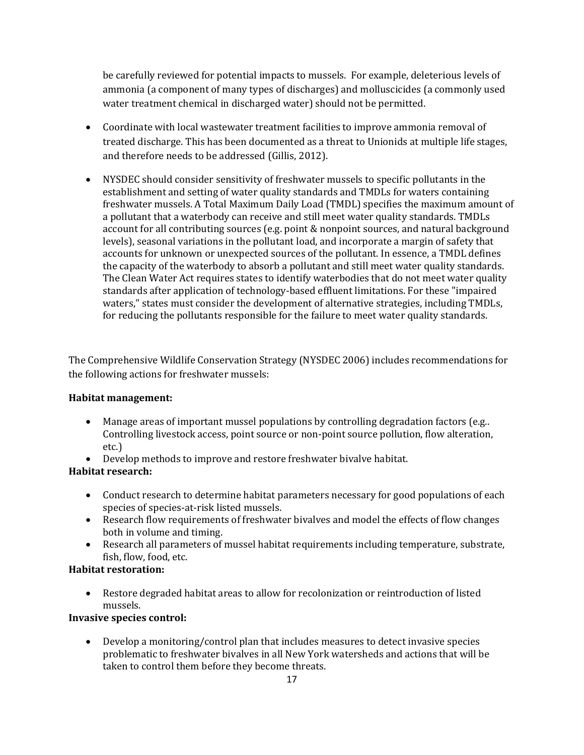be carefully reviewed for potential impacts to mussels. For example, deleterious levels of ammonia (a component of many types of discharges) and molluscicides (a commonly used water treatment chemical in discharged water) should not be permitted.

- Coordinate with local wastewater treatment facilities to improve ammonia removal of treated discharge. This has been documented as a threat to Unionids at multiple life stages, and therefore needs to be addressed (Gillis, 2012).

- NYSDEC should consider sensitivity of freshwater mussels to specific pollutants in the establishment and setting of water quality standards and TMDLs for waters containing freshwater mussels. A Total Maximum Daily Load (TMDL) specifies the maximum amount of a pollutant that a waterbody can receive and still meet water quality standards. TMDLs account for all contributing sources (e.g. point & nonpoint sources, and natural background levels), seasonal variations in the pollutant load, and incorporate a margin of safety that accounts for unknown or unexpected sources of the pollutant. In essence, a TMDL defines the capacity of the waterbody to absorb a pollutant and still meet water quality standards. The Clean Water Act requires states to identify waterbodies that do not meet water quality standards after application of technology-based effluent limitations. For these "impaired waters," states must consider the development of alternative strategies, including TMDLs, for reducing the pollutants responsible for the failure to meet water quality standards.

The Comprehensive Wildlife Conservation Strategy (NYSDEC 2006) includes recommendations for the following actions for freshwater mussels:

**Habitat management:**

- Manage areas of important mussel populations by controlling degradation factors (e.g.. Controlling livestock access, point source or non-point source pollution, flow alteration, etc.)
- Develop methods to improve and restore freshwater bivalve habitat.

**Habitat research:**

- Conduct research to determine habitat parameters necessary for good populations of each species of species-at-risk listed mussels.
- Research flow requirements of freshwater bivalves and model the effects of flow changes both in volume and timing.
- Research all parameters of mussel habitat requirements including temperature, substrate, fish, flow, food, etc.

**Habitat restoration:**

- Restore degraded habitat areas to allow for recolonization or reintroduction of listed mussels.

**Invasive species control:**

- Develop a monitoring/control plan that includes measures to detect invasive species problematic to freshwater bivalves in all New York watersheds and actions that will be taken to control them before they become threats.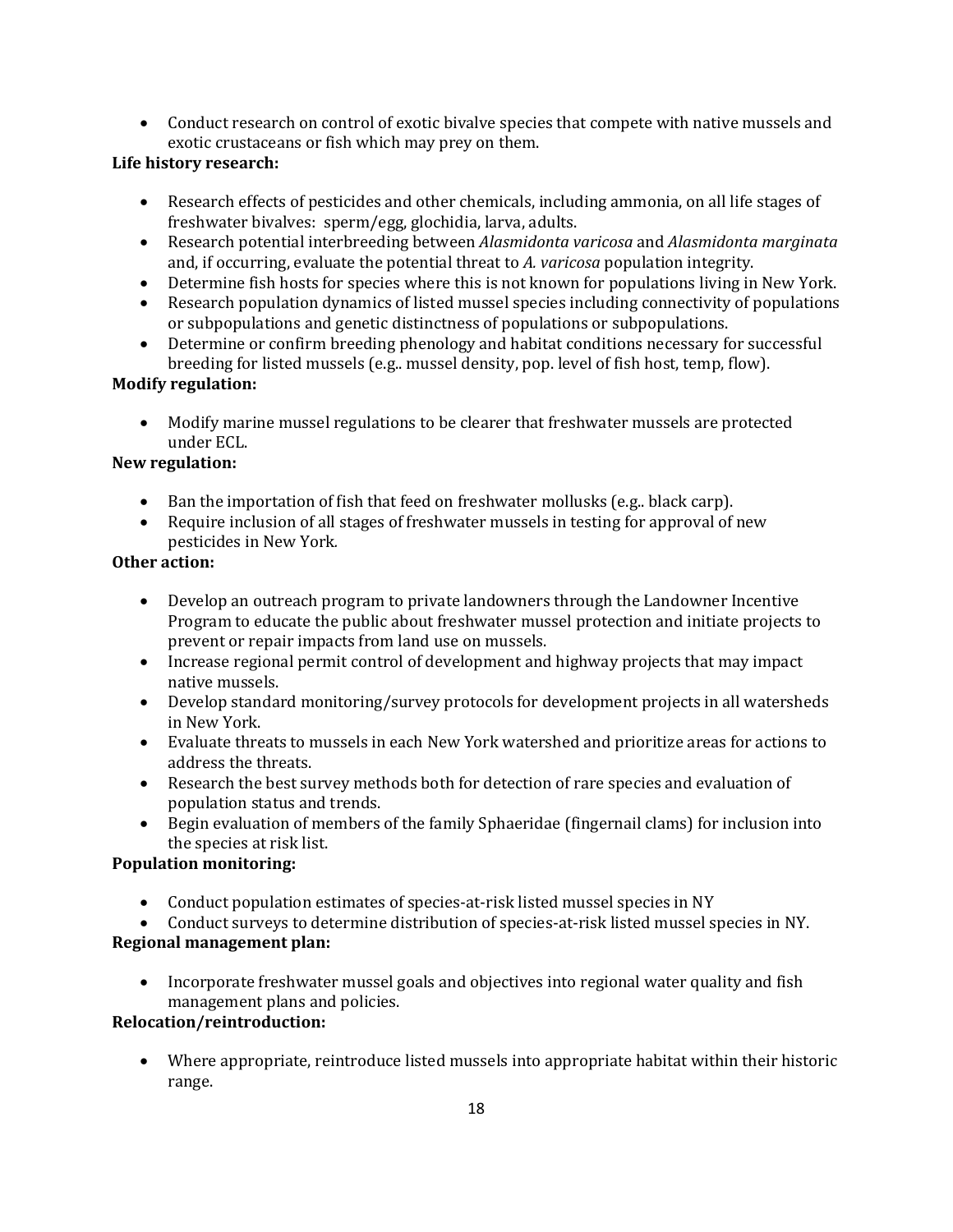- Conduct research on control of exotic bivalve species that compete with native mussels and exotic crustaceans or fish which may prey on them.

**Life history research:**

- Research effects of pesticides and other chemicals, including ammonia, on all life stages of freshwater bivalves: sperm/egg, glochidia, larva, adults.
- Research potential interbreeding between *Alasmidonta varicosa* and *Alasmidonta marginata* and, if occurring, evaluate the potential threat to *A. varicosa* population integrity.
- Determine fish hosts for species where this is not known for populations living in New York.
- Research population dynamics of listed mussel species including connectivity of populations or subpopulations and genetic distinctness of populations or subpopulations.
- Determine or confirm breeding phenology and habitat conditions necessary for successful breeding for listed mussels (e.g.. mussel density, pop. level of fish host, temp, flow).

**Modify regulation:**

- Modify marine mussel regulations to be clearer that freshwater mussels are protected under ECL.

**New regulation:**

- Ban the importation of fish that feed on freshwater mollusks (e.g.. black carp).
- Require inclusion of all stages of freshwater mussels in testing for approval of new pesticides in New York.

**Other action:**

- Develop an outreach program to private landowners through the Landowner Incentive Program to educate the public about freshwater mussel protection and initiate projects to prevent or repair impacts from land use on mussels.
- Increase regional permit control of development and highway projects that may impact native mussels.
- Develop standard monitoring/survey protocols for development projects in all watersheds in New York.
- Evaluate threats to mussels in each New York watershed and prioritize areas for actions to address the threats.
- Research the best survey methods both for detection of rare species and evaluation of population status and trends.
- Begin evaluation of members of the family Sphaeridae (fingernail clams) for inclusion into the species at risk list.

**Population monitoring:**

- Conduct population estimates of species-at-risk listed mussel species in NY
- Conduct surveys to determine distribution of species-at-risk listed mussel species in NY.

**Regional management plan:**

- Incorporate freshwater mussel goals and objectives into regional water quality and fish management plans and policies.

**Relocation/reintroduction:**

- Where appropriate, reintroduce listed mussels into appropriate habitat within their historic range.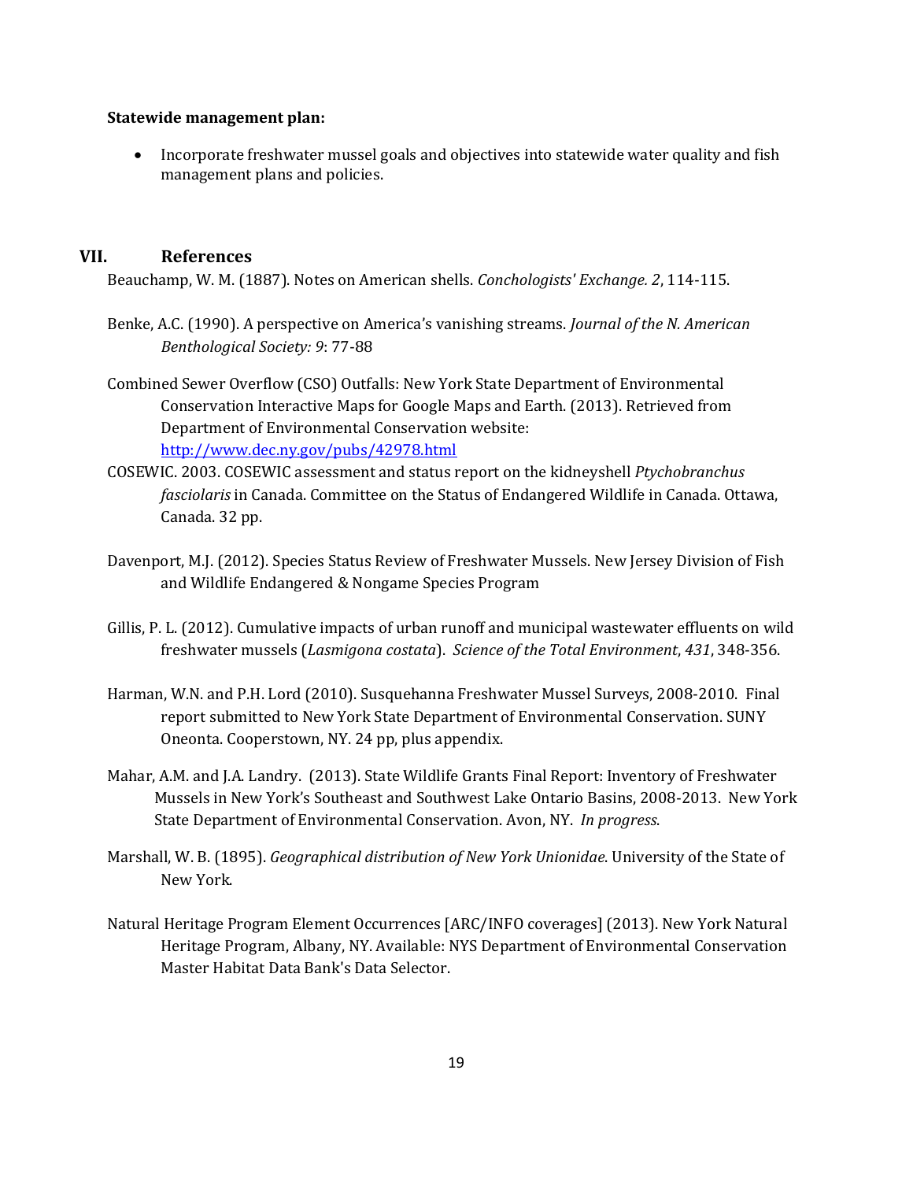**Statewide management plan:**

- Incorporate freshwater mussel goals and objectives into statewide water quality and fish management plans and policies.

## VII. References

Beauchamp, W. M. (1887). Notes on American shells. *Conchologists' Exchange. 2*, 114-115.

Benke, A.C. (1990). A perspective on America's vanishing streams. *Journal of the N. American Benthological Society: 9*: 77-88

Combined Sewer Overflow (CSO) Outfalls: New York State Department of Environmental Conservation Interactive Maps for Google Maps and Earth. (2013). Retrieved from Department of Environmental Conservation website: [http://www.dec.ny.gov/pubs/42978.html](http://www.dec.ny.gov/pubs/42978.html)

COSEWIC. 2003. COSEWIC assessment and status report on the kidneyshell *Ptychobranchus fasciolaris* in Canada. Committee on the Status of Endangered Wildlife in Canada. Ottawa, Canada. 32 pp.

Davenport, M.J. (2012). Species Status Review of Freshwater Mussels. New Jersey Division of Fish and Wildlife Endangered & Nongame Species Program

Gillis, P. L. (2012). Cumulative impacts of urban runoff and municipal wastewater effluents on wild freshwater mussels (*Lasmigona costata*). *Science of the Total Environment*, *431*, 348-356.

Harman, W.N. and P.H. Lord (2010). Susquehanna Freshwater Mussel Surveys, 2008-2010. Final report submitted to New York State Department of Environmental Conservation. SUNY Oneonta. Cooperstown, NY. 24 pp, plus appendix.

Mahar, A.M. and J.A. Landry. (2013). State Wildlife Grants Final Report: Inventory of Freshwater Mussels in New York's Southeast and Southwest Lake Ontario Basins, 2008-2013. New York State Department of Environmental Conservation. Avon, NY. *In progress*.

Marshall, W. B. (1895). *Geographical distribution of New York Unionidae.* University of the State of New York.

Natural Heritage Program Element Occurrences [ARC/INFO coverages] (2013). New York Natural Heritage Program, Albany, NY. Available: NYS Department of Environmental Conservation Master Habitat Data Bank's Data Selector.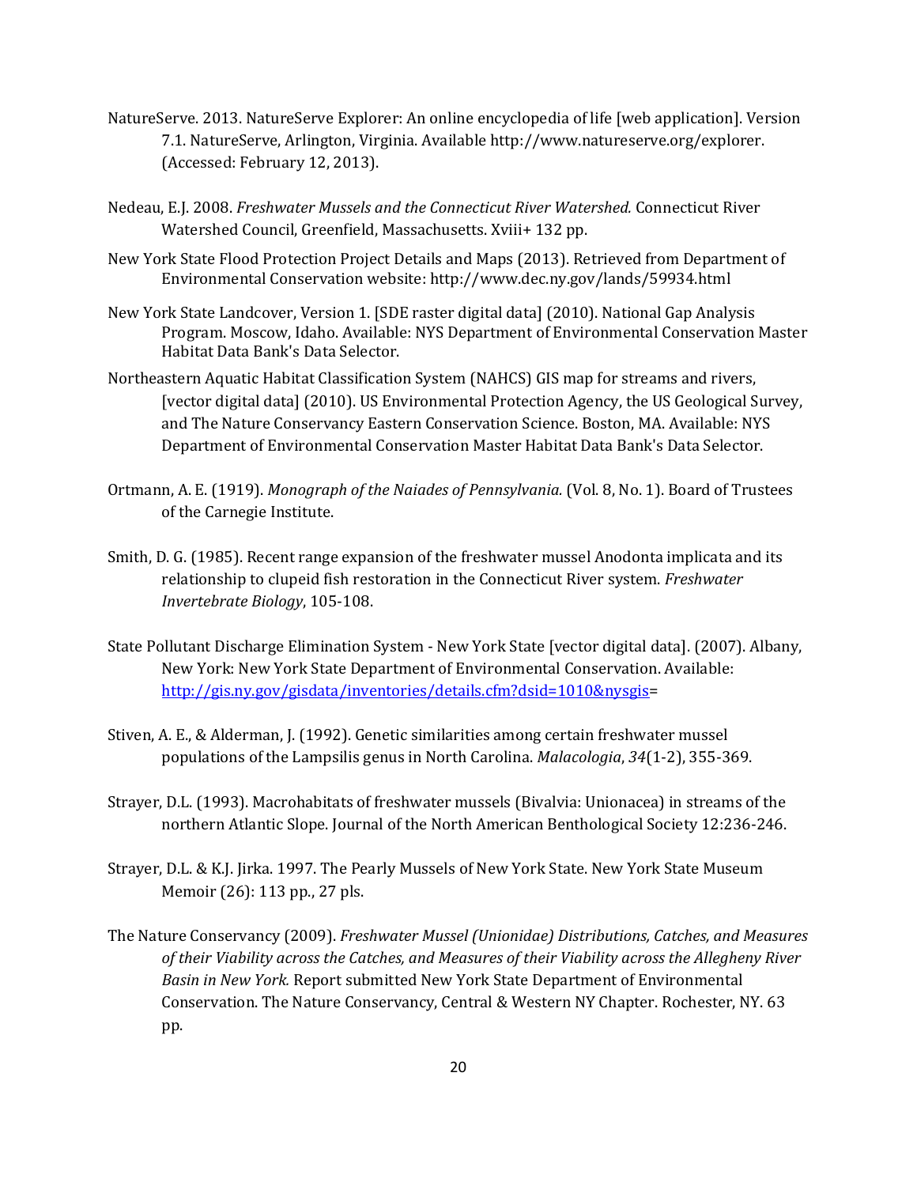NatureServe. 2013. NatureServe Explorer: An online encyclopedia of life [web application]. Version 7.1. NatureServe, Arlington, Virginia. Available http://www.natureserve.org/explorer. (Accessed: February 12, 2013).

Nedeau, E.J. 2008. *Freshwater Mussels and the Connecticut River Watershed.* Connecticut River Watershed Council, Greenfield, Massachusetts. Xviii+ 132 pp.

New York State Flood Protection Project Details and Maps (2013). Retrieved from Department of Environmental Conservation website: http://www.dec.ny.gov/lands/59934.html

New York State Landcover, Version 1. [SDE raster digital data] (2010). National Gap Analysis Program. Moscow, Idaho. Available: NYS Department of Environmental Conservation Master Habitat Data Bank's Data Selector.

Northeastern Aquatic Habitat Classification System (NAHCS) GIS map for streams and rivers, [vector digital data] (2010). US Environmental Protection Agency, the US Geological Survey, and The Nature Conservancy Eastern Conservation Science. Boston, MA. Available: NYS Department of Environmental Conservation Master Habitat Data Bank's Data Selector.

Ortmann, A. E. (1919). *Monograph of the Naiades of Pennsylvania.* (Vol. 8, No. 1). Board of Trustees of the Carnegie Institute.

Smith, D. G. (1985). Recent range expansion of the freshwater mussel Anodonta implicata and its relationship to clupeid fish restoration in the Connecticut River system. *Freshwater Invertebrate Biology*, 105-108.

State Pollutant Discharge Elimination System - New York State [vector digital data]. (2007). Albany, New York: New York State Department of Environmental Conservation. Available: http://gis.ny.gov/gisdata/inventories/details.cfm?dsid=1010&nysgis=

Stiven, A. E., & Alderman, J. (1992). Genetic similarities among certain freshwater mussel populations of the Lampsilis genus in North Carolina. *Malacologia*, *34*(1-2), 355-369.

Strayer, D.L. (1993). Macrohabitats of freshwater mussels (Bivalvia: Unionacea) in streams of the northern Atlantic Slope. Journal of the North American Benthological Society 12:236-246.

Strayer, D.L. & K.J. Jirka. 1997. The Pearly Mussels of New York State. New York State Museum Memoir (26): 113 pp., 27 pls.

The Nature Conservancy (2009). *Freshwater Mussel (Unionidae) Distributions, Catches, and Measures of their Viability across the Catches, and Measures of their Viability across the Allegheny River Basin in New York.* Report submitted New York State Department of Environmental Conservation. The Nature Conservancy, Central & Western NY Chapter. Rochester, NY. 63 pp.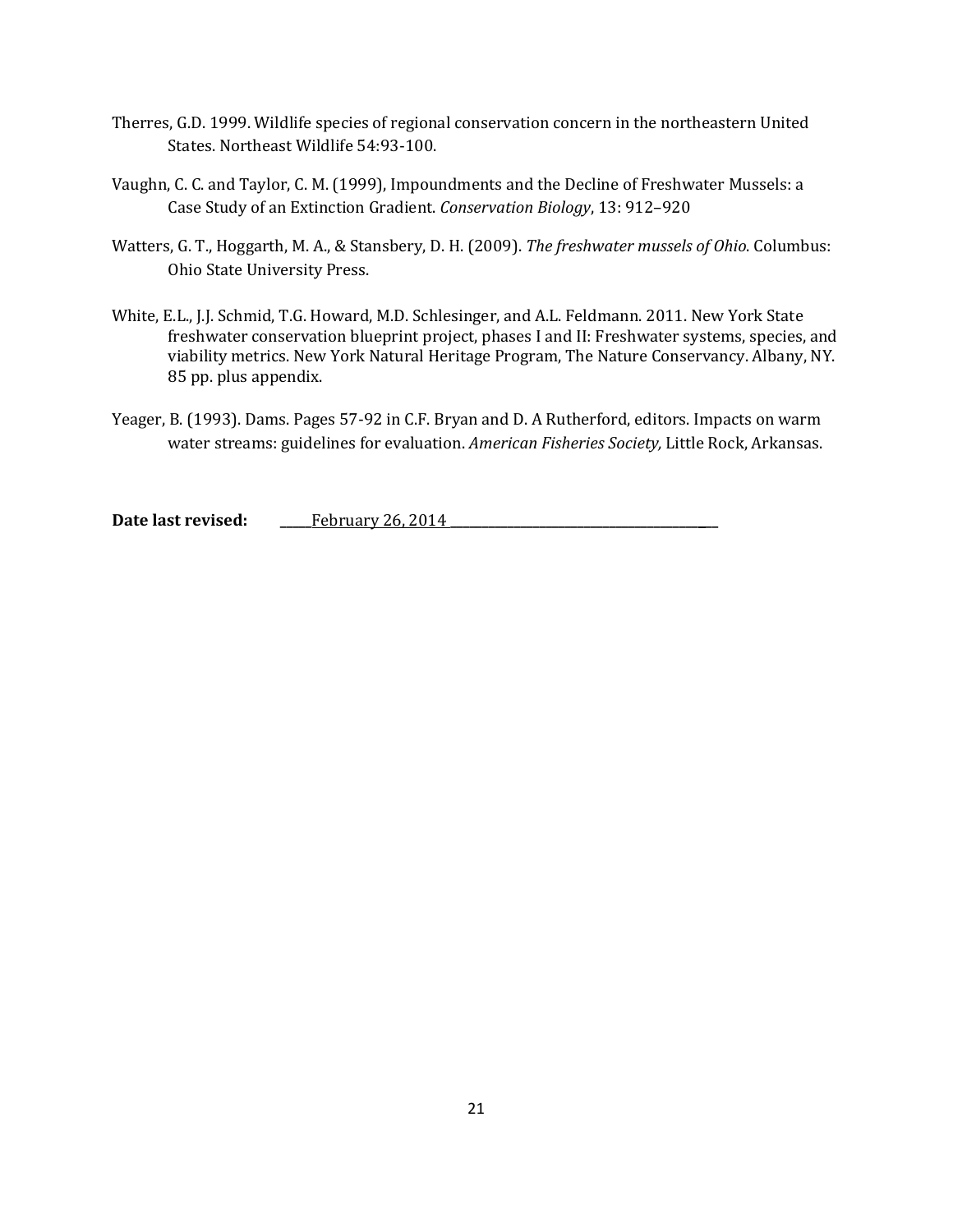Therres, G.D. 1999. Wildlife species of regional conservation concern in the northeastern United States. Northeast Wildlife 54:93-100.

Vaughn, C. C. and Taylor, C. M. (1999), Impoundments and the Decline of Freshwater Mussels: a Case Study of an Extinction Gradient. *Conservation Biology*, 13: 912–920

Watters, G. T., Hoggarth, M. A., & Stansbery, D. H. (2009). *The freshwater mussels of Ohio*. Columbus: Ohio State University Press.

White, E.L., J.J. Schmid, T.G. Howard, M.D. Schlesinger, and A.L. Feldmann. 2011. New York State freshwater conservation blueprint project, phases I and II: Freshwater systems, species, and viability metrics. New York Natural Heritage Program, The Nature Conservancy. Albany, NY. 85 pp. plus appendix.

Yeager, B. (1993). Dams. Pages 57-92 in C.F. Bryan and D. A Rutherford, editors. Impacts on warm water streams: guidelines for evaluation. *American Fisheries Society,* Little Rock, Arkansas.

**Date last revised:** February 26, 2014